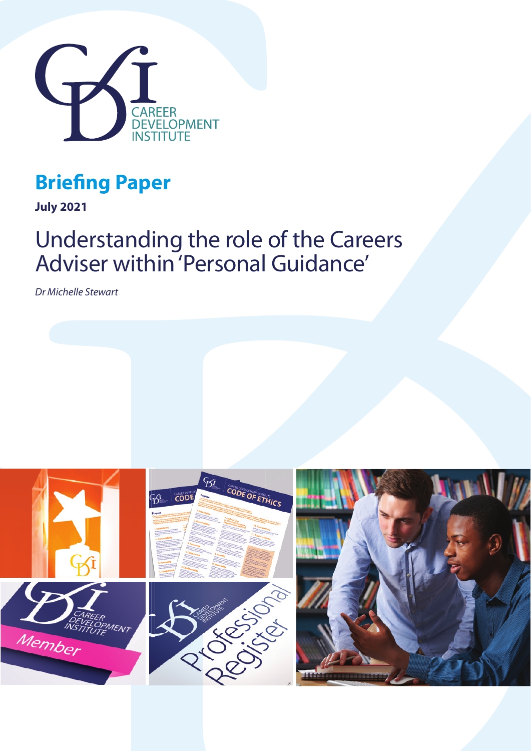CAREER DEVELOPMENT INSTITUTE

## Briefing Paper

**July 2021**

# Understanding the role of the Careers Adviser within 'Personal Guidance'

*Dr Michelle Stewart*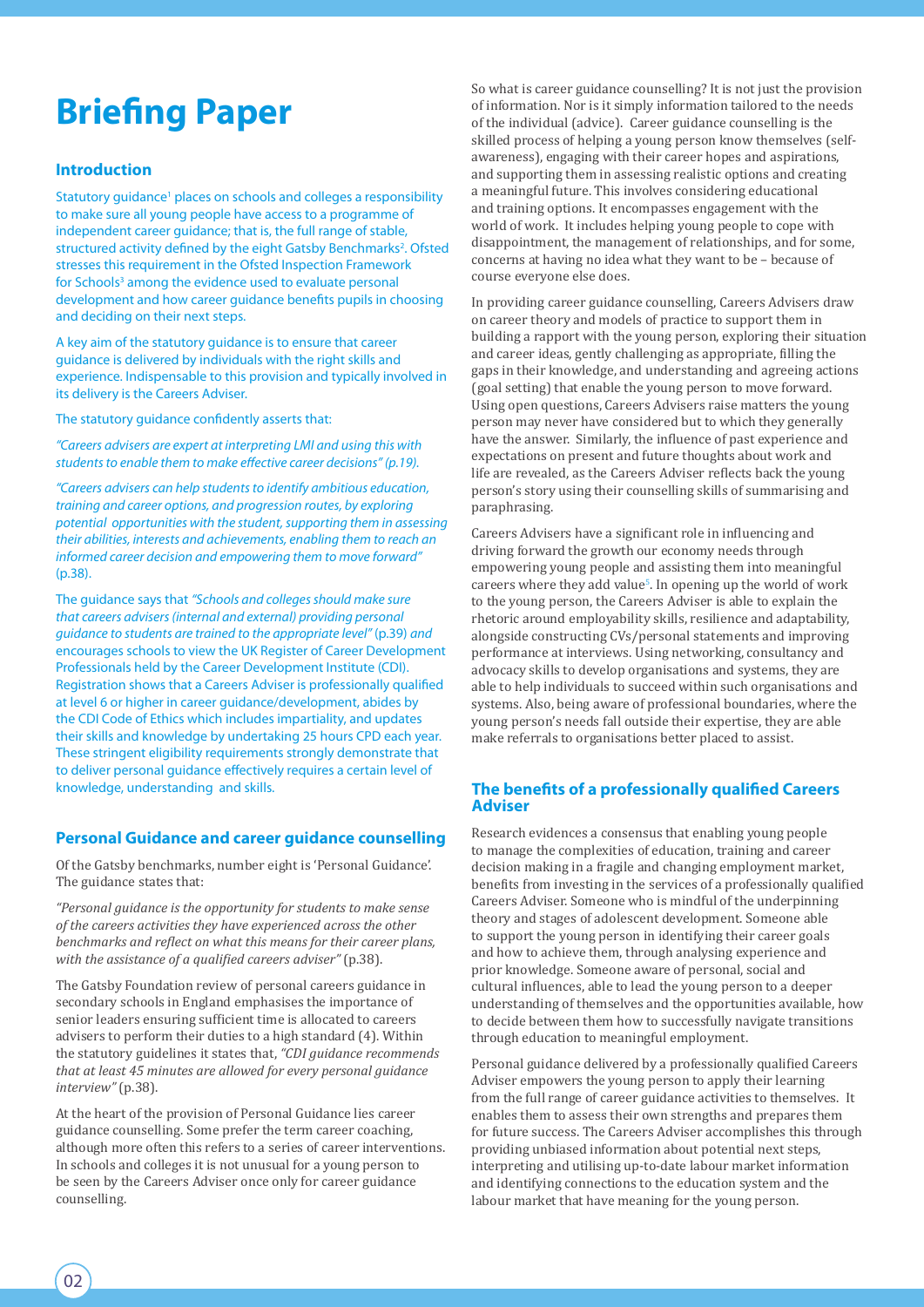# Briefing Paper

## Introduction

Statutory guidance[1] places on schools and colleges a responsibility to make sure all young people have access to a programme of independent career guidance; that is, the full range of stable, structured activity defined by the eight Gatsby Benchmarks[2]. Ofsted stresses this requirement in the Ofsted Inspection Framework for Schools[3] among the evidence used to evaluate personal development and how career guidance benefits pupils in choosing and deciding on their next steps.

A key aim of the statutory guidance is to ensure that career guidance is delivered by individuals with the right skills and experience. Indispensable to this provision and typically involved in its delivery is the Careers Adviser.

The statutory guidance confidently asserts that:

*"Careers advisers are expert at interpreting LMI and using this with students to enable them to make effective career decisions" (p.19).*

*"Careers advisers can help students to identify ambitious education, training and career options, and progression routes, by exploring potential opportunities with the student, supporting them in assessing their abilities, interests and achievements, enabling them to reach an informed career decision and empowering them to move forward"* (p.38).

The guidance says that *"Schools and colleges should make sure that careers advisers (internal and external) providing personal guidance to students are trained to the appropriate level"* (p.39) *and* encourages schools to view the UK Register of Career Development Professionals held by the Career Development Institute (CDI). Registration shows that a Careers Adviser is professionally qualified at level 6 or higher in career guidance/development, abides by the CDI Code of Ethics which includes impartiality, and updates their skills and knowledge by undertaking 25 hours CPD each year. These stringent eligibility requirements strongly demonstrate that to deliver personal guidance effectively requires a certain level of knowledge, understanding and skills.

## Personal Guidance and career guidance counselling

Of the Gatsby benchmarks, number eight is 'Personal Guidance'. The guidance states that:

*"Personal guidance is the opportunity for students to make sense of the careers activities they have experienced across the other benchmarks and reflect on what this means for their career plans, with the assistance of a qualified careers adviser"* (p.38).

The Gatsby Foundation review of personal careers guidance in secondary schools in England emphasises the importance of senior leaders ensuring sufficient time is allocated to careers advisers to perform their duties to a high standard (4). Within the statutory guidelines it states that, *"CDI guidance recommends that at least 45 minutes are allowed for every personal guidance interview"* (p.38).

At the heart of the provision of Personal Guidance lies career guidance counselling. Some prefer the term career coaching, although more often this refers to a series of career interventions. In schools and colleges it is not unusual for a young person to be seen by the Careers Adviser once only for career guidance counselling.

So what is career guidance counselling? It is not just the provision of information. Nor is it simply information tailored to the needs of the individual (advice). Career guidance counselling is the skilled process of helping a young person know themselves (self-awareness), engaging with their career hopes and aspirations, and supporting them in assessing realistic options and creating a meaningful future. This involves considering educational and training options. It encompasses engagement with the world of work. It includes helping young people to cope with disappointment, the management of relationships, and for some, concerns at having no idea what they want to be – because of course everyone else does.

In providing career guidance counselling, Careers Advisers draw on career theory and models of practice to support them in building a rapport with the young person, exploring their situation and career ideas, gently challenging as appropriate, filling the gaps in their knowledge, and understanding and agreeing actions (goal setting) that enable the young person to move forward. Using open questions, Careers Advisers raise matters the young person may never have considered but to which they generally have the answer. Similarly, the influence of past experience and expectations on present and future thoughts about work and life are revealed, as the Careers Adviser reflects back the young person's story using their counselling skills of summarising and paraphrasing.

Careers Advisers have a significant role in influencing and driving forward the growth our economy needs through empowering young people and assisting them into meaningful careers where they add value[5]. In opening up the world of work to the young person, the Careers Adviser is able to explain the rhetoric around employability skills, resilience and adaptability, alongside constructing CVs/personal statements and improving performance at interviews. Using networking, consultancy and advocacy skills to develop organisations and systems, they are able to help individuals to succeed within such organisations and systems. Also, being aware of professional boundaries, where the young person's needs fall outside their expertise, they are able make referrals to organisations better placed to assist.

## The benefits of a professionally qualified Careers Adviser

Research evidences a consensus that enabling young people to manage the complexities of education, training and career decision making in a fragile and changing employment market, benefits from investing in the services of a professionally qualified Careers Adviser. Someone who is mindful of the underpinning theory and stages of adolescent development. Someone able to support the young person in identifying their career goals and how to achieve them, through analysing experience and prior knowledge. Someone aware of personal, social and cultural influences, able to lead the young person to a deeper understanding of themselves and the opportunities available, how to decide between them how to successfully navigate transitions through education to meaningful employment.

Personal guidance delivered by a professionally qualified Careers Adviser empowers the young person to apply their learning from the full range of career guidance activities to themselves. It enables them to assess their own strengths and prepares them for future success. The Careers Adviser accomplishes this through providing unbiased information about potential next steps, interpreting and utilising up-to-date labour market information and identifying connections to the education system and the labour market that have meaning for the young person.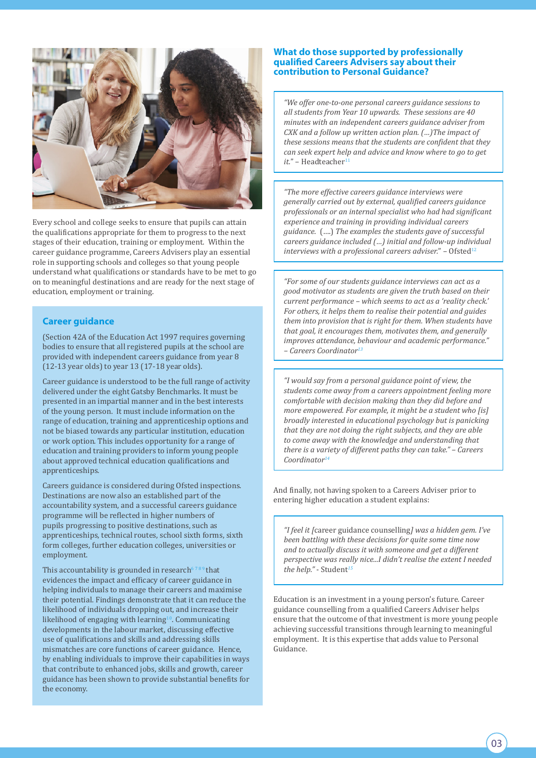Every school and college seeks to ensure that pupils can attain the qualifications appropriate for them to progress to the next stages of their education, training or employment. Within the career guidance programme, Careers Advisers play an essential role in supporting schools and colleges so that young people understand what qualifications or standards have to be met to go on to meaningful destinations and are ready for the next stage of education, employment or training.

### Career guidance

(Section 42A of the Education Act 1997 requires governing bodies to ensure that all registered pupils at the school are provided with independent careers guidance from year 8 (12-13 year olds) to year 13 (17-18 year olds).

Career guidance is understood to be the full range of activity delivered under the eight Gatsby Benchmarks. It must be presented in an impartial manner and in the best interests of the young person. It must include information on the range of education, training and apprenticeship options and not be biased towards any particular institution, education or work option. This includes opportunity for a range of education and training providers to inform young people about approved technical education qualifications and apprenticeships.

Careers guidance is considered during Ofsted inspections. Destinations are now also an established part of the accountability system, and a successful careers guidance programme will be reflected in higher numbers of pupils progressing to positive destinations, such as apprenticeships, technical routes, school sixth forms, sixth form colleges, further education colleges, universities or employment.

This accountability is grounded in research[6 7 8 9] that evidences the impact and efficacy of career guidance in helping individuals to manage their careers and maximise their potential. Findings demonstrate that it can reduce the likelihood of individuals dropping out, and increase their likelihood of engaging with learning[10]. Communicating developments in the labour market, discussing effective use of qualifications and skills and addressing skills mismatches are core functions of career guidance. Hence, by enabling individuals to improve their capabilities in ways that contribute to enhanced jobs, skills and growth, career guidance has been shown to provide substantial benefits for the economy.

## What do those supported by professionally qualified Careers Advisers say about their contribution to Personal Guidance?

> *"We offer one-to-one personal careers guidance sessions to all students from Year 10 upwards. These sessions are 40 minutes with an independent careers guidance adviser from CXK and a follow up written action plan. (…)The impact of these sessions means that the students are confident that they can seek expert help and advice and know where to go to get it."* – Headteacher[11]

> *"The more effective careers guidance interviews were generally carried out by external, qualified careers guidance professionals or an internal specialist who had had significant experience and training in providing individual careers guidance.* (….) *The examples the students gave of successful careers guidance included (…) initial and follow-up individual interviews with a professional careers adviser."* – Ofsted[12]

> *"For some of our students guidance interviews can act as a good motivator as students are given the truth based on their current performance – which seems to act as a 'reality check.' For others, it helps them to realise their potential and guides them into provision that is right for them. When students have that goal, it encourages them, motivates them, and generally improves attendance, behaviour and academic performance." – Careers Coordinator[13]*

> *"I would say from a personal guidance point of view, the students come away from a careers appointment feeling more comfortable with decision making than they did before and more empowered. For example, it might be a student who [is] broadly interested in educational psychology but is panicking that they are not doing the right subjects, and they are able to come away with the knowledge and understanding that there is a variety of different paths they can take." – Careers Coordinator[14]*

And finally, not having spoken to a Careers Adviser prior to entering higher education a student explains:

> *"I feel it [*career guidance counselling*] was a hidden gem. I've been battling with these decisions for quite some time now and to actually discuss it with someone and get a different perspective was really nice...I didn't realise the extent I needed the help."* - Student[15]

Education is an investment in a young person's future. Career guidance counselling from a qualified Careers Adviser helps ensure that the outcome of that investment is more young people achieving successful transitions through learning to meaningful employment. It is this expertise that adds value to Personal Guidance.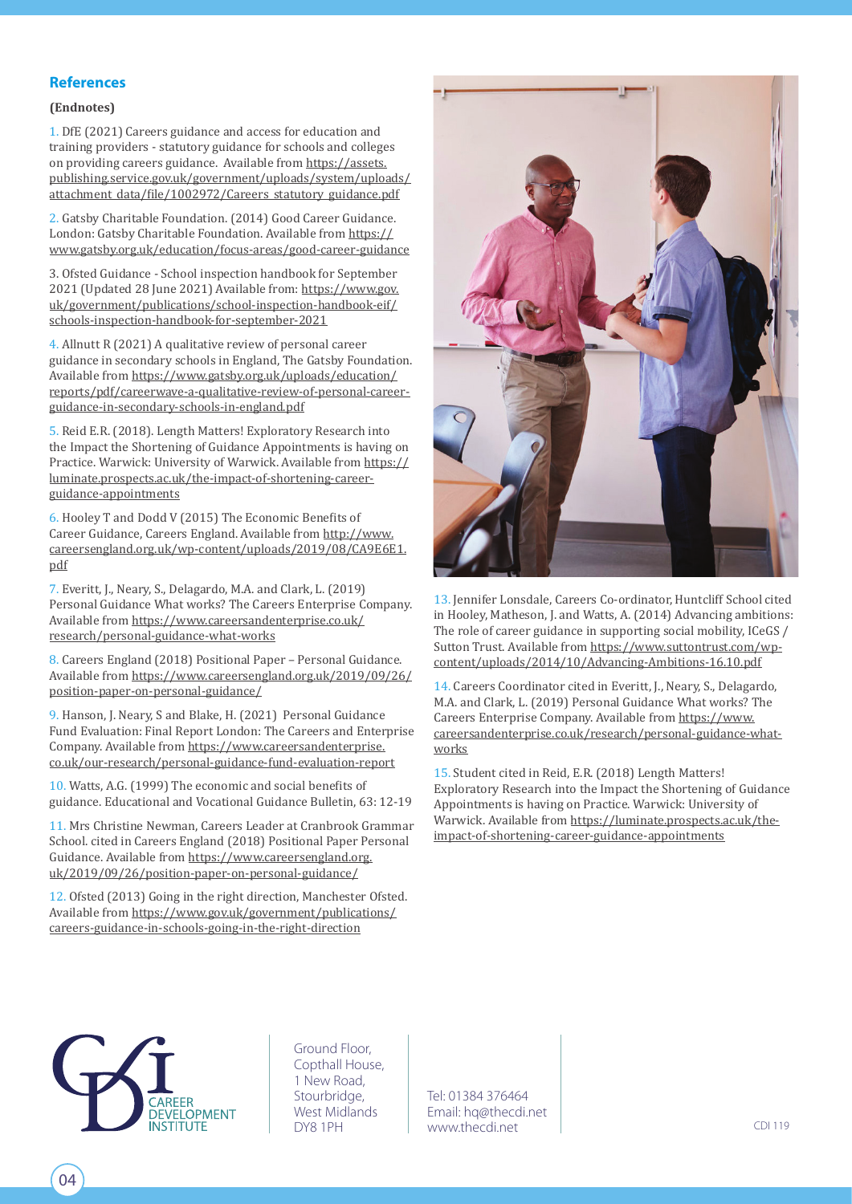## References

**(Endnotes)**

1. DfE (2021) Careers guidance and access for education and training providers - statutory guidance for schools and colleges on providing careers guidance. Available from https://assets.publishing.service.gov.uk/government/uploads/system/uploads/attachment_data/file/1002972/Careers_statutory_guidance.pdf

2. Gatsby Charitable Foundation. (2014) Good Career Guidance. London: Gatsby Charitable Foundation. Available from https://www.gatsby.org.uk/education/focus-areas/good-career-guidance

3. Ofsted Guidance - School inspection handbook for September 2021 (Updated 28 June 2021) Available from: https://www.gov.uk/government/publications/school-inspection-handbook-eif/schools-inspection-handbook-for-september-2021

4. Allnutt R (2021) A qualitative review of personal career guidance in secondary schools in England, The Gatsby Foundation. Available from https://www.gatsby.org.uk/uploads/education/reports/pdf/careerwave-a-qualitative-review-of-personal-career-guidance-in-secondary-schools-in-england.pdf

5. Reid E.R. (2018). Length Matters! Exploratory Research into the Impact the Shortening of Guidance Appointments is having on Practice. Warwick: University of Warwick. Available from https://luminate.prospects.ac.uk/the-impact-of-shortening-career-guidance-appointments

6. Hooley T and Dodd V (2015) The Economic Benefits of Career Guidance, Careers England. Available from http://www.careersengland.org.uk/wp-content/uploads/2019/08/CA9E6E1.pdf

7. Everitt, J., Neary, S., Delagardo, M.A. and Clark, L. (2019) Personal Guidance What works? The Careers Enterprise Company. Available from https://www.careersandenterprise.co.uk/research/personal-guidance-what-works

8. Careers England (2018) Positional Paper – Personal Guidance. Available from https://www.careersengland.org.uk/2019/09/26/position-paper-on-personal-guidance/

9. Hanson, J. Neary, S and Blake, H. (2021) Personal Guidance Fund Evaluation: Final Report London: The Careers and Enterprise Company. Available from https://www.careersandenterprise.co.uk/our-research/personal-guidance-fund-evaluation-report

10. Watts, A.G. (1999) The economic and social benefits of guidance. Educational and Vocational Guidance Bulletin, 63: 12-19

11. Mrs Christine Newman, Careers Leader at Cranbrook Grammar School. cited in Careers England (2018) Positional Paper Personal Guidance. Available from https://www.careersengland.org.uk/2019/09/26/position-paper-on-personal-guidance/

12. Ofsted (2013) Going in the right direction, Manchester Ofsted. Available from https://www.gov.uk/government/publications/careers-guidance-in-schools-going-in-the-right-direction

13. Jennifer Lonsdale, Careers Co-ordinator, Huntcliff School cited in Hooley, Matheson, J. and Watts, A. (2014) Advancing ambitions: The role of career guidance in supporting social mobility, ICeGS / Sutton Trust. Available from https://www.suttontrust.com/wp-content/uploads/2014/10/Advancing-Ambitions-16.10.pdf

14. Careers Coordinator cited in Everitt, J., Neary, S., Delagardo, M.A. and Clark, L. (2019) Personal Guidance What works? The Careers Enterprise Company. Available from https://www.careersandenterprise.co.uk/research/personal-guidance-what-works

15. Student cited in Reid, E.R. (2018) Length Matters! Exploratory Research into the Impact the Shortening of Guidance Appointments is having on Practice. Warwick: University of Warwick. Available from https://luminate.prospects.ac.uk/the-impact-of-shortening-career-guidance-appointments

CAREER DEVELOPMENT INSTITUTE

Ground Floor,
Copthall House,
1 New Road,
Stourbridge,
West Midlands
DY8 1PH

Tel: 01384 376464
Email: hq@thecdi.net
www.thecdi.net

CDI 119